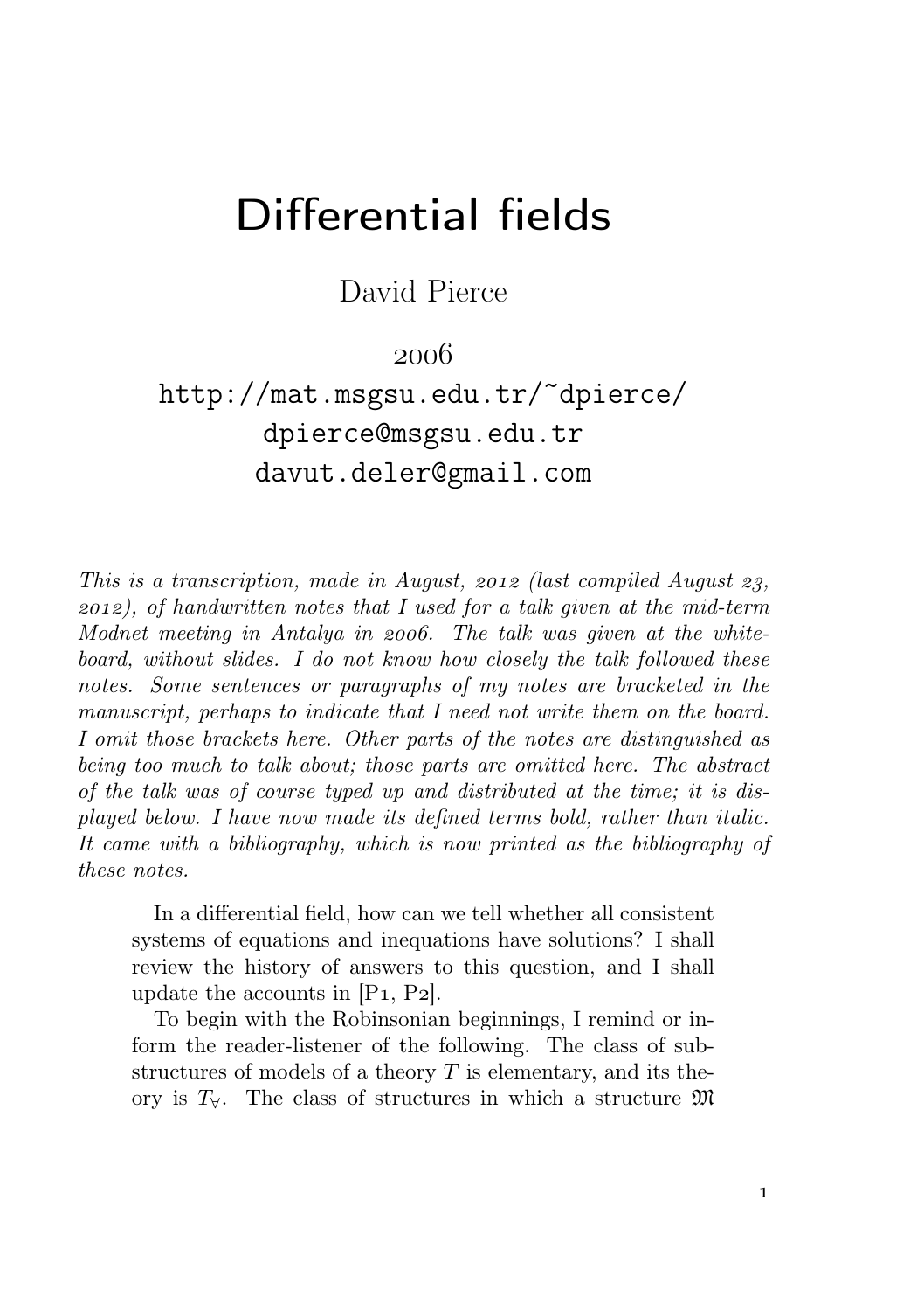# Differential fields

David Pierce

2006

http://mat.msgsu.edu.tr/~dpierce/

dpierce@msgsu.edu.tr

davut.deler@gmail.com

*This is a transcription, made in August, 2012 (last compiled August 23, 2012), of handwritten notes that I used for a talk given at the mid-term Modnet meeting in Antalya in 2006. The talk was given at the white-board, without slides. I do not know how closely the talk followed these notes. Some sentences or paragraphs of my notes are bracketed in the manuscript, perhaps to indicate that I need not write them on the board. I omit those brackets here. Other parts of the notes are distinguished as being too much to talk about; those parts are omitted here. The abstract of the talk was of course typed up and distributed at the time; it is displayed below. I have now made its defined terms bold, rather than italic. It came with a bibliography, which is now printed as the bibliography of these notes.*

> In a differential field, how can we tell whether all consistent systems of equations and inequations have solutions? I shall review the history of answers to this question, and I shall update the accounts in [P1, P2].
>
> To begin with the Robinsonian beginnings, I remind or inform the reader-listener of the following. The class of substructures of models of a theory $T$ is elementary, and its theory is $T_\forall$. The class of structures in which a structure $\mathfrak{M}$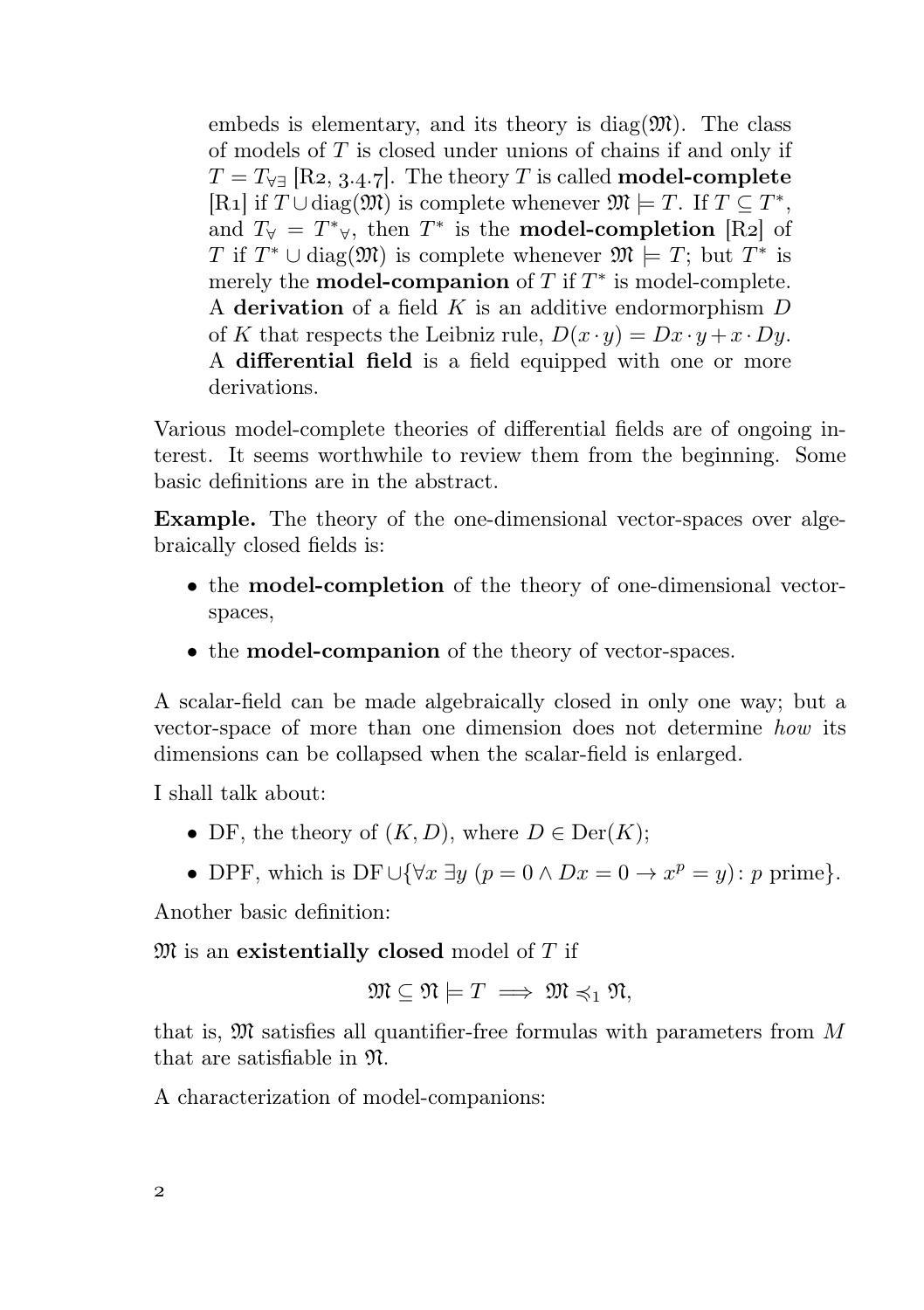embeds is elementary, and its theory is $\operatorname{diag}(\mathfrak{M})$. The class of models of $T$ is closed under unions of chains if and only if $T = T_{\forall\exists}$ [R2, 3.4.7]. The theory $T$ is called **model-complete** [R1] if $T \cup \operatorname{diag}(\mathfrak{M})$ is complete whenever $\mathfrak{M} \models T$. If $T \subseteq T^*$, and $T_\forall = T^*{}_\forall$, then $T^*$ is the **model-completion** [R2] of $T$ if $T^* \cup \operatorname{diag}(\mathfrak{M})$ is complete whenever $\mathfrak{M} \models T$; but $T^*$ is merely the **model-companion** of $T$ if $T^*$ is model-complete. A **derivation** of a field $K$ is an additive endormorphism $D$ of $K$ that respects the Leibniz rule, $D(x \cdot y) = Dx \cdot y + x \cdot Dy$. A **differential field** is a field equipped with one or more derivations.

Various model-complete theories of differential fields are of ongoing interest. It seems worthwhile to review them from the beginning. Some basic definitions are in the abstract.

**Example.** The theory of the one-dimensional vector-spaces over algebraically closed fields is:

- the **model-completion** of the theory of one-dimensional vector-spaces,
- the **model-companion** of the theory of vector-spaces.

A scalar-field can be made algebraically closed in only one way; but a vector-space of more than one dimension does not determine *how* its dimensions can be collapsed when the scalar-field is enlarged.

I shall talk about:

- DF, the theory of $(K, D)$, where $D \in \operatorname{Der}(K)$;
- DPF, which is $\mathrm{DF} \cup \{\forall x\ \exists y\ (p = 0 \land Dx = 0 \to x^p = y) \colon p \text{ prime}\}$.

Another basic definition:

$\mathfrak{M}$ is an **existentially closed** model of $T$ if

$$\mathfrak{M} \subseteq \mathfrak{N} \models T \implies \mathfrak{M} \preccurlyeq_1 \mathfrak{N},$$

that is, $\mathfrak{M}$ satisfies all quantifier-free formulas with parameters from $M$ that are satisfiable in $\mathfrak{N}$.

A characterization of model-companions: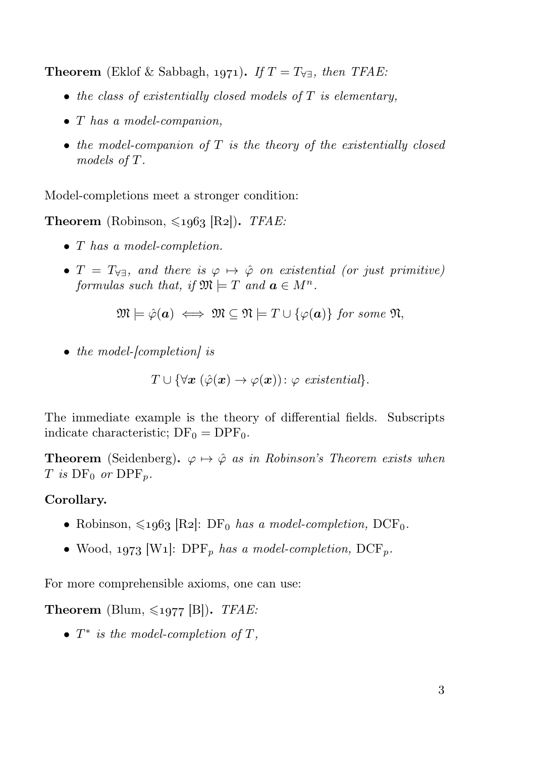**Theorem** (Eklof & Sabbagh, 1971)**.** *If $T = T_{\forall\exists}$, then TFAE:*

- *the class of existentially closed models of $T$ is elementary,*
- *$T$ has a model-companion,*
- *the model-companion of $T$ is the theory of the existentially closed models of $T$.*

Model-completions meet a stronger condition:

**Theorem** (Robinson, $\leqslant$1963 [R2])**.** *TFAE:*

- *$T$ has a model-completion.*
- *$T = T_{\forall\exists}$, and there is $\varphi \mapsto \hat{\varphi}$ on existential (or just primitive) formulas such that, if $\mathfrak{M} \models T$ and $\boldsymbol{a} \in M^n$.*

$$\mathfrak{M} \models \hat{\varphi}(\boldsymbol{a}) \iff \mathfrak{M} \subseteq \mathfrak{N} \models T \cup \{\varphi(\boldsymbol{a})\} \text{ for some } \mathfrak{N},$$

- *the model-[completion] is*

$$T \cup \{\forall \boldsymbol{x}\ (\hat{\varphi}(\boldsymbol{x}) \to \varphi(\boldsymbol{x})) : \varphi \text{ existential}\}.$$

The immediate example is the theory of differential fields. Subscripts indicate characteristic; $\mathrm{DF}_0 = \mathrm{DPF}_0$.

**Theorem** (Seidenberg)**.** *$\varphi \mapsto \hat{\varphi}$ as in Robinson's Theorem exists when $T$ is $\mathrm{DF}_0$ or $\mathrm{DPF}_p$.*

**Corollary.**

- Robinson, $\leqslant$1963 [R2]: *$\mathrm{DF}_0$ has a model-completion, $\mathrm{DCF}_0$.*
- Wood, 1973 [W1]: *$\mathrm{DPF}_p$ has a model-completion, $\mathrm{DCF}_p$.*

For more comprehensible axioms, one can use:

**Theorem** (Blum, $\leqslant$1977 [B])**.** *TFAE:*

- *$T^*$ is the model-completion of $T$,*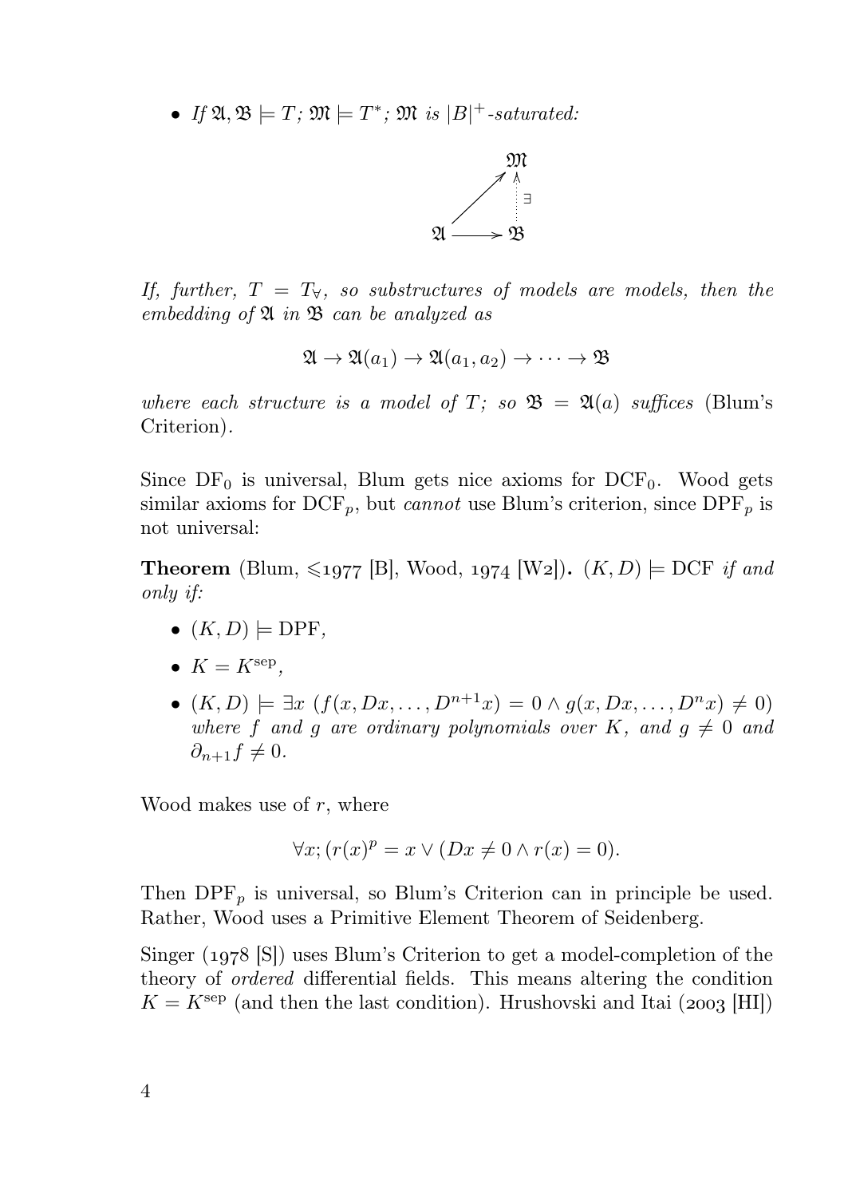- *If $\mathfrak{A}, \mathfrak{B} \models T$; $\mathfrak{M} \models T^*$; $\mathfrak{M}$ is $|B|^+$-saturated:*

$$\begin{array}{ccc} & & \mathfrak{M} \\ & \nearrow & \uparrow \exists \\ \mathfrak{A} & \longrightarrow & \mathfrak{B} \end{array}$$

*If, further, $T = T_\forall$, so substructures of models are models, then the embedding of $\mathfrak{A}$ in $\mathfrak{B}$ can be analyzed as*

$$\mathfrak{A} \to \mathfrak{A}(a_1) \to \mathfrak{A}(a_1, a_2) \to \cdots \to \mathfrak{B}$$

*where each structure is a model of $T$; so $\mathfrak{B} = \mathfrak{A}(a)$ suffices* (Blum's Criterion)*.*

Since $\mathrm{DF}_0$ is universal, Blum gets nice axioms for $\mathrm{DCF}_0$. Wood gets similar axioms for $\mathrm{DCF}_p$, but *cannot* use Blum's criterion, since $\mathrm{DPF}_p$ is not universal:

**Theorem** (Blum, $\leqslant$1977 [B], Wood, 1974 [W2])**.** *$(K, D) \models \mathrm{DCF}$ if and only if:*

- *$(K, D) \models \mathrm{DPF}$,*
- *$K = K^{\mathrm{sep}}$,*
- *$(K, D) \models \exists x \; (f(x, Dx, \ldots, D^{n+1}x) = 0 \land g(x, Dx, \ldots, D^n x) \neq 0)$ where $f$ and $g$ are ordinary polynomials over $K$, and $g \neq 0$ and $\partial_{n+1} f \neq 0$.*

Wood makes use of $r$, where

$$\forall x; (r(x)^p = x \lor (Dx \neq 0 \land r(x) = 0).$$

Then $\mathrm{DPF}_p$ is universal, so Blum's Criterion can in principle be used. Rather, Wood uses a Primitive Element Theorem of Seidenberg.

Singer (1978 [S]) uses Blum's Criterion to get a model-completion of the theory of *ordered* differential fields. This means altering the condition $K = K^{\mathrm{sep}}$ (and then the last condition). Hrushovski and Itai (2003 [HI])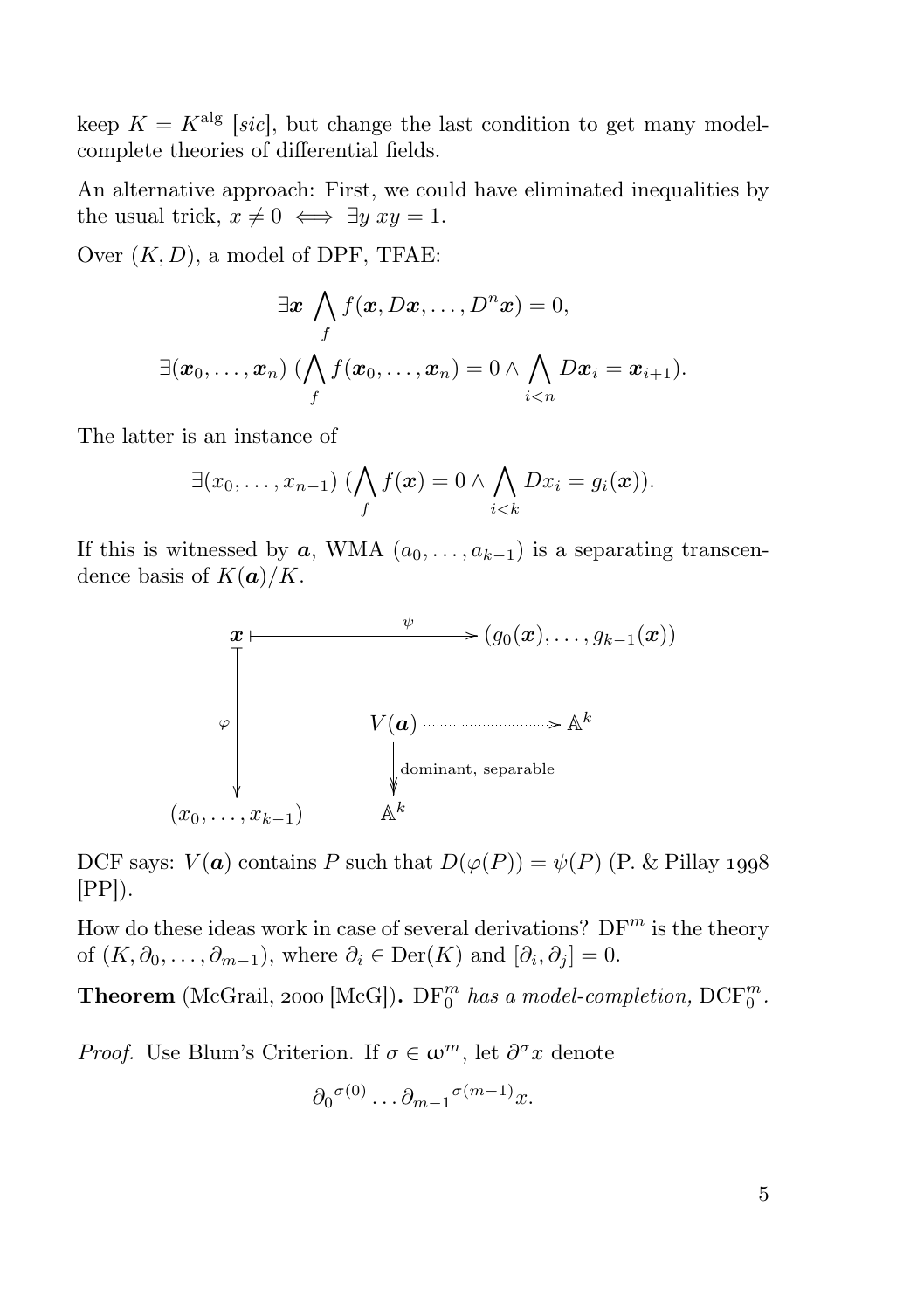keep $K = K^{\mathrm{alg}}$ [*sic*], but change the last condition to get many model-complete theories of differential fields.

An alternative approach: First, we could have eliminated inequalities by the usual trick, $x \neq 0 \iff \exists y\ xy = 1$.

Over $(K, D)$, a model of DPF, TFAE:

$$\exists \boldsymbol{x} \bigwedge_f f(\boldsymbol{x}, D\boldsymbol{x}, \dots, D^n\boldsymbol{x}) = 0,$$

$$\exists(\boldsymbol{x}_0, \dots, \boldsymbol{x}_n)\ (\bigwedge_f f(\boldsymbol{x}_0, \dots, \boldsymbol{x}_n) = 0 \wedge \bigwedge_{i<n} D\boldsymbol{x}_i = \boldsymbol{x}_{i+1}).$$

The latter is an instance of

$$\exists(x_0, \dots, x_{n-1})\ (\bigwedge_f f(\boldsymbol{x}) = 0 \wedge \bigwedge_{i<k} Dx_i = g_i(\boldsymbol{x})).$$

If this is witnessed by $\boldsymbol{a}$, WMA $(a_0, \dots, a_{k-1})$ is a separating transcendence basis of $K(\boldsymbol{a})/K$.

$$\begin{array}{ccc}
\boldsymbol{x} & \stackrel{\psi}{\longmapsto} & (g_0(\boldsymbol{x}), \dots, g_{k-1}(\boldsymbol{x})) \\
\Big\downarrow \varphi & & \\
(x_0, \dots, x_{k-1}) & &
\end{array}
\qquad
\begin{array}{ccc}
V(\boldsymbol{a}) & \dashrightarrow & \mathbb{A}^k \\
\Big\downarrow \text{dominant, separable} & & \\
\mathbb{A}^k & &
\end{array}$$

DCF says: $V(\boldsymbol{a})$ contains $P$ such that $D(\varphi(P)) = \psi(P)$ (P. & Pillay 1998 [PP]).

How do these ideas work in case of several derivations? $\mathrm{DF}^m$ is the theory of $(K, \partial_0, \dots, \partial_{m-1})$, where $\partial_i \in \mathrm{Der}(K)$ and $[\partial_i, \partial_j] = 0$.

**Theorem** (McGrail, 2000 [McG])**.** *$\mathrm{DF}_0^m$ has a model-completion, $\mathrm{DCF}_0^m$.*

*Proof.* Use Blum's Criterion. If $\sigma \in \omega^m$, let $\partial^\sigma x$ denote

$${\partial_0}^{\sigma(0)} \dots {\partial_{m-1}}^{\sigma(m-1)} x.$$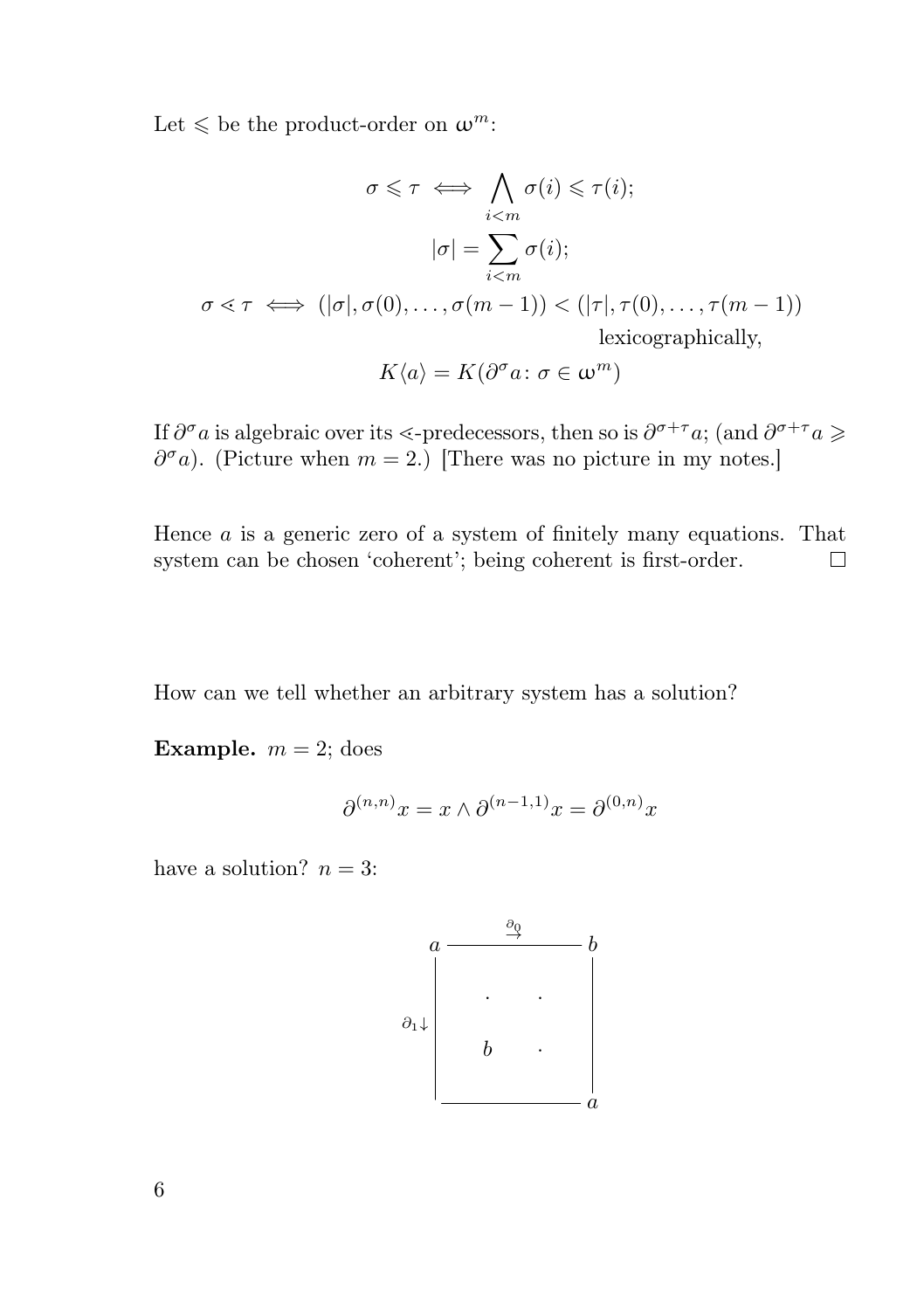Let $\leqslant$ be the product-order on $\omega^m$:

$$\sigma \leqslant \tau \iff \bigwedge_{i<m} \sigma(i) \leqslant \tau(i);$$

$$|\sigma| = \sum_{i<m} \sigma(i);$$

$$\sigma \lessdot \tau \iff (|\sigma|, \sigma(0), \dots, \sigma(m-1)) < (|\tau|, \tau(0), \dots, \tau(m-1)) \quad \text{lexicographically,}$$

$$K\langle a \rangle = K(\partial^\sigma a \colon \sigma \in \omega^m)$$

If $\partial^\sigma a$ is algebraic over its $\lessdot$-predecessors, then so is $\partial^{\sigma+\tau} a$; (and $\partial^{\sigma+\tau} a \geqslant \partial^\sigma a$). (Picture when $m = 2$.) [There was no picture in my notes.]

Hence $a$ is a generic zero of a system of finitely many equations. That system can be chosen 'coherent'; being coherent is first-order. □

How can we tell whether an arbitrary system has a solution?

**Example.** $m = 2$; does

$$\partial^{(n,n)} x = x \wedge \partial^{(n-1,1)} x = \partial^{(0,n)} x$$

have a solution? $n = 3$:

```
        ∂0
   a ———→——— b
   |          |
∂1↓    ·   ·  |
   |          |
   |    b   · |
   |          |
   ———————————a
```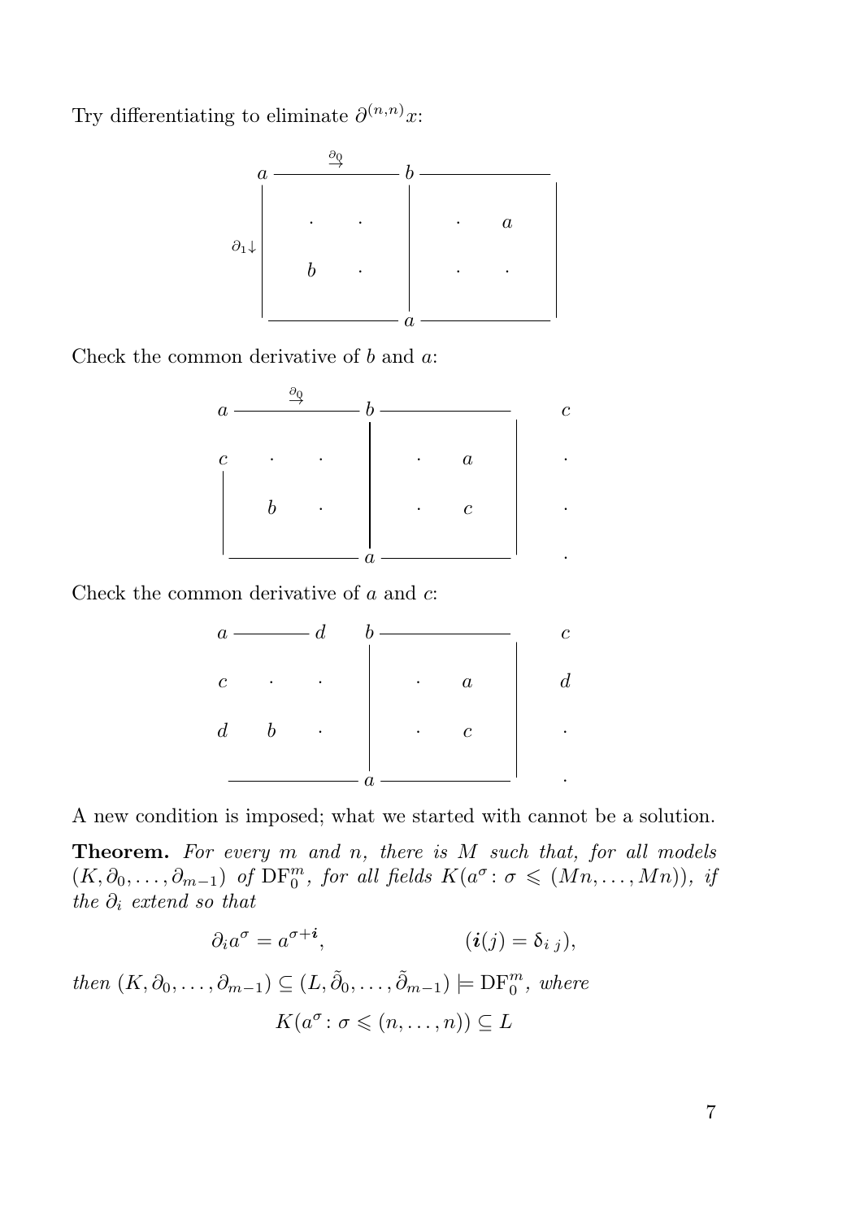Try differentiating to eliminate $\partial^{(n,n)}x$:

$$
\begin{array}{ccccccc}
a & \xrightarrow{\partial_0} & & b & & & \\
\partial_1\!\downarrow & \cdot & \cdot & & \cdot & a & \\
 & b & \cdot & & \cdot & \cdot & \\
 & & & a & & & 
\end{array}
$$

Check the common derivative of $b$ and $a$:

$$
\begin{array}{cccccccc}
a & \xrightarrow{\partial_0} & & b & & & & c \\
c & \cdot & \cdot & & \cdot & a & & \cdot \\
 & b & \cdot & & \cdot & c & & \cdot \\
 & & & a & & & & \cdot
\end{array}
$$

Check the common derivative of $a$ and $c$:

$$
\begin{array}{cccccccc}
a & & d & b & & & & c \\
c & \cdot & \cdot & & \cdot & a & & d \\
d & b & \cdot & & \cdot & c & & \cdot \\
 & & & a & & & & \cdot
\end{array}
$$

A new condition is imposed; what we started with cannot be a solution.

**Theorem.** *For every $m$ and $n$, there is $M$ such that, for all models $(K, \partial_0, \ldots, \partial_{m-1})$ of $\mathrm{DF}_0^m$, for all fields $K(a^\sigma \colon \sigma \leqslant (Mn, \ldots, Mn))$, if the $\partial_i$ extend so that*

$$\partial_i a^\sigma = a^{\sigma + \boldsymbol{i}}, \qquad\qquad (\boldsymbol{i}(j) = \delta_{i\,j}),$$

*then $(K, \partial_0, \ldots, \partial_{m-1}) \subseteq (L, \tilde{\partial}_0, \ldots, \tilde{\partial}_{m-1}) \models \mathrm{DF}_0^m$, where*

$$K(a^\sigma \colon \sigma \leqslant (n, \ldots, n)) \subseteq L$$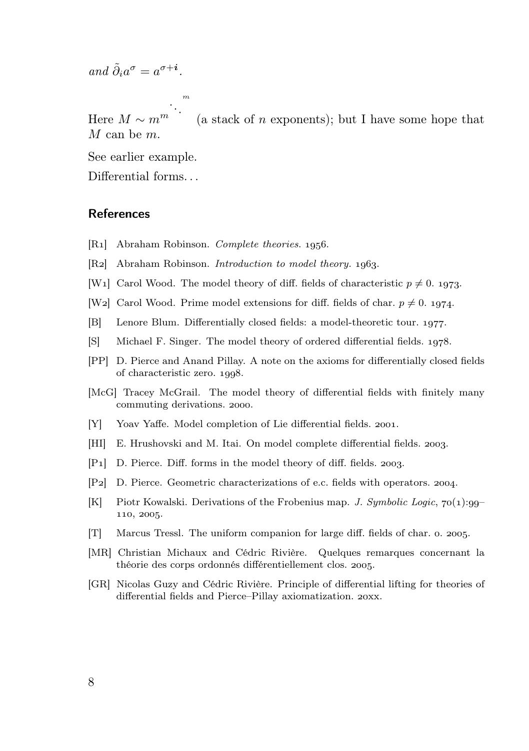*and* $\tilde{\partial}_i a^\sigma = a^{\sigma+\boldsymbol{i}}$.

Here $M \sim m^{m^{\cdot^{\cdot^{\cdot^{m}}}}}$ (a stack of $n$ exponents); but I have some hope that $M$ can be $m$.

See earlier example.

Differential forms...

## References

- [R1] Abraham Robinson. *Complete theories*. 1956.
- [R2] Abraham Robinson. *Introduction to model theory*. 1963.
- [W1] Carol Wood. The model theory of diff. fields of characteristic $p \neq 0$. 1973.
- [W2] Carol Wood. Prime model extensions for diff. fields of char. $p \neq 0$. 1974.
- [B] Lenore Blum. Differentially closed fields: a model-theoretic tour. 1977.
- [S] Michael F. Singer. The model theory of ordered differential fields. 1978.
- [PP] D. Pierce and Anand Pillay. A note on the axioms for differentially closed fields of characteristic zero. 1998.
- [McG] Tracey McGrail. The model theory of differential fields with finitely many commuting derivations. 2000.
- [Y] Yoav Yaffe. Model completion of Lie differential fields. 2001.
- [HI] E. Hrushovski and M. Itai. On model complete differential fields. 2003.
- [P1] D. Pierce. Diff. forms in the model theory of diff. fields. 2003.
- [P2] D. Pierce. Geometric characterizations of e.c. fields with operators. 2004.
- [K] Piotr Kowalski. Derivations of the Frobenius map. *J. Symbolic Logic*, 70(1):99–110, 2005.
- [T] Marcus Tressl. The uniform companion for large diff. fields of char. 0. 2005.
- [MR] Christian Michaux and Cédric Rivière. Quelques remarques concernant la théorie des corps ordonnés différentiellement clos. 2005.
- [GR] Nicolas Guzy and Cédric Rivière. Principle of differential lifting for theories of differential fields and Pierce–Pillay axiomatization. 20xx.